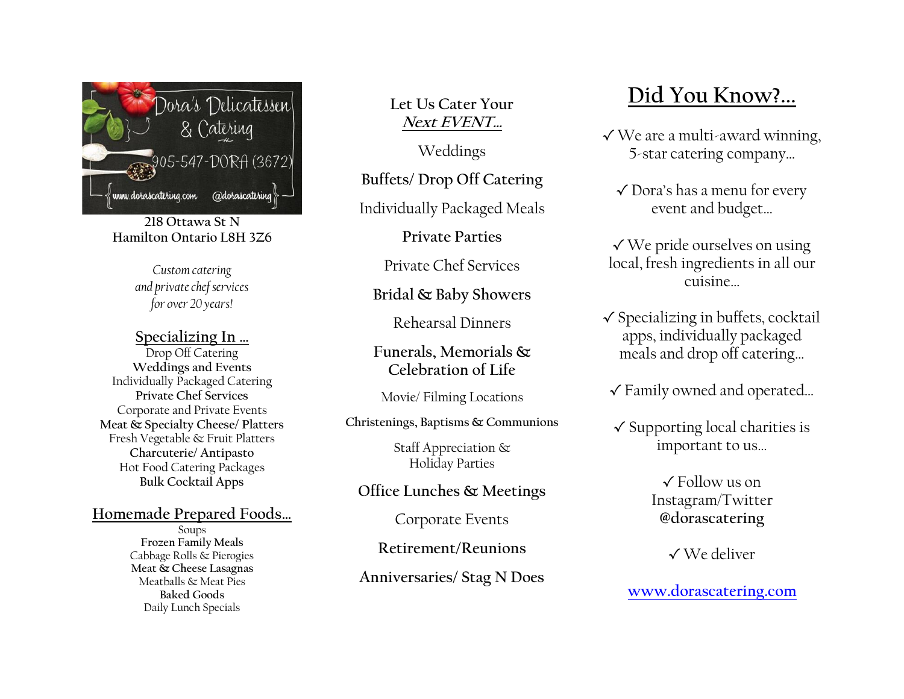Dora's Delicatessen & Catering

905-547-DORA (3672)

www.dorascatering.com @dorascatering

**218 Ottawa St N**
**Hamilton Ontario L8H 3Z6**

*Custom catering*
*and private chef services*
*for over 20 years!*

## Specializing In …

Drop Off Catering
**Weddings and Events**
Individually Packaged Catering
**Private Chef Services**
Corporate and Private Events
**Meat & Specialty Cheese/ Platters**
Fresh Vegetable & Fruit Platters
**Charcuterie/ Antipasto**
Hot Food Catering Packages
**Bulk Cocktail Apps**

## Homemade Prepared Foods…

Soups
**Frozen Family Meals**
Cabbage Rolls & Pierogies
**Meat & Cheese Lasagnas**
Meatballs & Meat Pies
**Baked Goods**
Daily Lunch Specials

## Let Us Cater Your *Next EVENT…*

Weddings

**Buffets/ Drop Off Catering**

Individually Packaged Meals

**Private Parties**

Private Chef Services

**Bridal & Baby Showers**

Rehearsal Dinners

**Funerals, Memorials & Celebration of Life**

Movie/ Filming Locations

**Christenings, Baptisms & Communions**

Staff Appreciation & Holiday Parties

**Office Lunches & Meetings**

Corporate Events

**Retirement/Reunions**

**Anniversaries/ Stag N Does**

# Did You Know?…

✓ We are a multi-award winning, 5-star catering company…

✓ Dora's has a menu for every event and budget…

✓ We pride ourselves on using local, fresh ingredients in all our cuisine…

✓ Specializing in buffets, cocktail apps, individually packaged meals and drop off catering…

✓ Family owned and operated…

✓ Supporting local charities is important to us…

✓ Follow us on Instagram/Twitter **@dorascatering**

✓ We deliver

www.dorascatering.com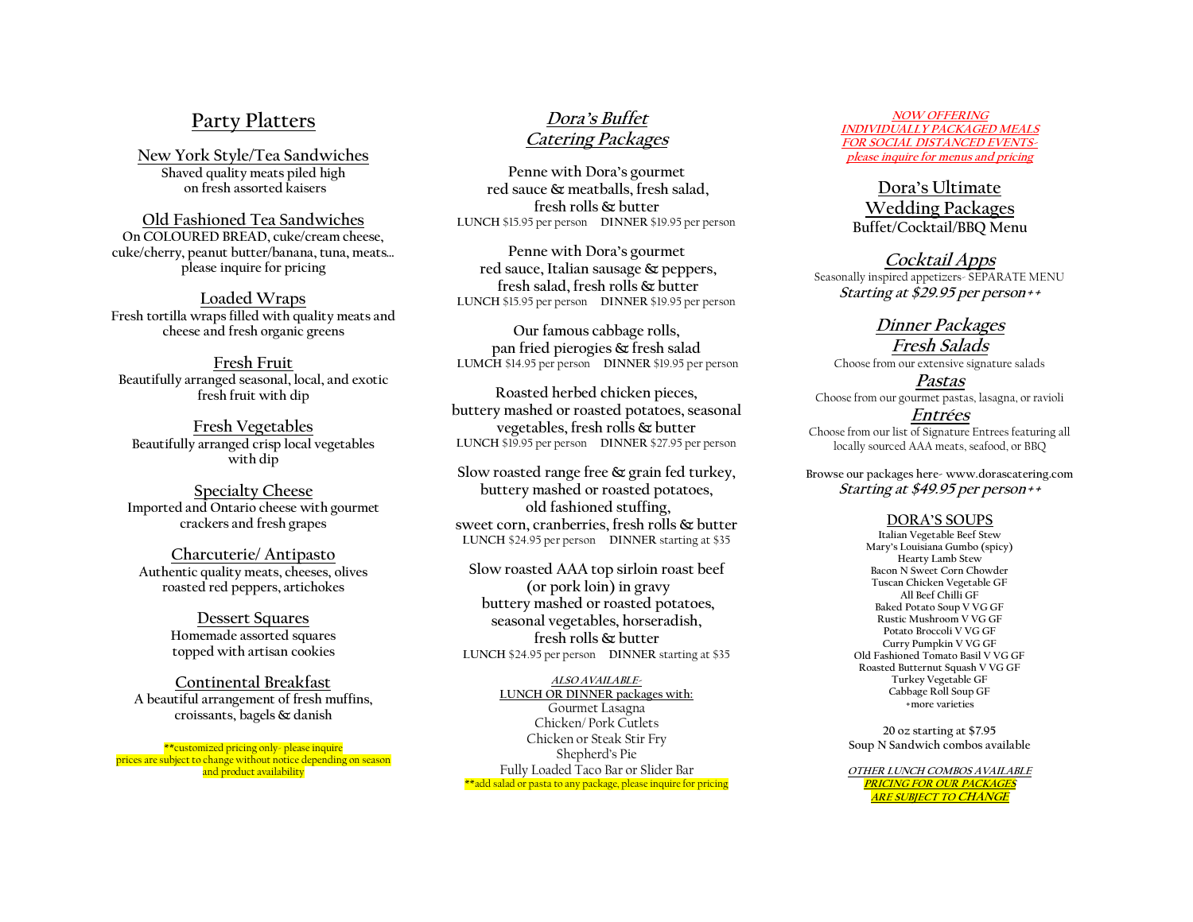## Party Platters

**New York Style/Tea Sandwiches**
**Shaved quality meats piled high on fresh assorted kaisers**

**Old Fashioned Tea Sandwiches**
**On COLOURED BREAD, cuke/cream cheese, cuke/cherry, peanut butter/banana, tuna, meats… please inquire for pricing**

**Loaded Wraps**
**Fresh tortilla wraps filled with quality meats and cheese and fresh organic greens**

**Fresh Fruit**
**Beautifully arranged seasonal, local, and exotic fresh fruit with dip**

**Fresh Vegetables**
**Beautifully arranged crisp local vegetables with dip**

**Specialty Cheese**
**Imported and Ontario cheese with gourmet crackers and fresh grapes**

**Charcuterie/ Antipasto**
**Authentic quality meats, cheeses, olives roasted red peppers, artichokes**

**Dessert Squares**
**Homemade assorted squares topped with artisan cookies**

**Continental Breakfast**
**A beautiful arrangement of fresh muffins, croissants, bagels & danish**

**customized pricing only- please inquire
prices are subject to change without notice depending on season and product availability

## *Dora's Buffet Catering Packages*

**Penne with Dora's gourmet red sauce & meatballs, fresh salad, fresh rolls & butter**
**LUNCH** $15.95 per person **DINNER** $19.95 per person

**Penne with Dora's gourmet red sauce, Italian sausage & peppers, fresh salad, fresh rolls & butter**
**LUNCH** $15.95 per person **DINNER** $19.95 per person

**Our famous cabbage rolls, pan fried pierogies & fresh salad**
**LUMCH** $14.95 per person **DINNER** $19.95 per person

**Roasted herbed chicken pieces, buttery mashed or roasted potatoes, seasonal vegetables, fresh rolls & butter**
**LUNCH** $19.95 per person **DINNER** $27.95 per person

**Slow roasted range free & grain fed turkey, buttery mashed or roasted potatoes, old fashioned stuffing, sweet corn, cranberries, fresh rolls & butter**
**LUNCH** $24.95 per person **DINNER** starting at $35

**Slow roasted AAA top sirloin roast beef (or pork loin) in gravy buttery mashed or roasted potatoes, seasonal vegetables, horseradish, fresh rolls & butter**
**LUNCH** $24.95 per person **DINNER** starting at $35

***ALSO AVAILABLE-***
LUNCH OR DINNER packages with:
Gourmet Lasagna
Chicken/ Pork Cutlets
Chicken or Steak Stir Fry
Shepherd's Pie
Fully Loaded Taco Bar or Slider Bar
**add salad or pasta to any package, please inquire for pricing

***NOW OFFERING INDIVIDUALLY PACKAGED MEALS FOR SOCIAL DISTANCED EVENTS- please inquire for menus and pricing***

## Dora's Ultimate Wedding Packages
**Buffet/Cocktail/BBQ Menu**

### *Cocktail Apps*
Seasonally inspired appetizers- SEPARATE MENU
***Starting at $29.95 per person++***

### *Dinner Packages*

***Fresh Salads***
Choose from our extensive signature salads

***Pastas***
Choose from our gourmet pastas, lasagna, or ravioli

***Entrées***
Choose from our list of Signature Entrees featuring all locally sourced AAA meats, seafood, or BBQ

**Browse our packages here- www.dorascatering.com**
***Starting at $49.95 per person++***

### DORA'S SOUPS
**Italian Vegetable Beef Stew**
**Mary's Louisiana Gumbo (spicy)**
**Hearty Lamb Stew**
**Bacon N Sweet Corn Chowder**
**Tuscan Chicken Vegetable GF**
**All Beef Chilli GF**
**Baked Potato Soup V VG GF**
**Rustic Mushroom V VG GF**
**Potato Broccoli V VG GF**
**Curry Pumpkin V VG GF**
**Old Fashioned Tomato Basil V VG GF**
**Roasted Butternut Squash V VG GF**
**Turkey Vegetable GF**
**Cabbage Roll Soup GF**
**+more varieties**

**20 oz starting at $7.95**
**Soup N Sandwich combos available**

***OTHER LUNCH COMBOS AVAILABLE***
***PRICING FOR OUR PACKAGES ARE SUBJECT TO CHANGE***